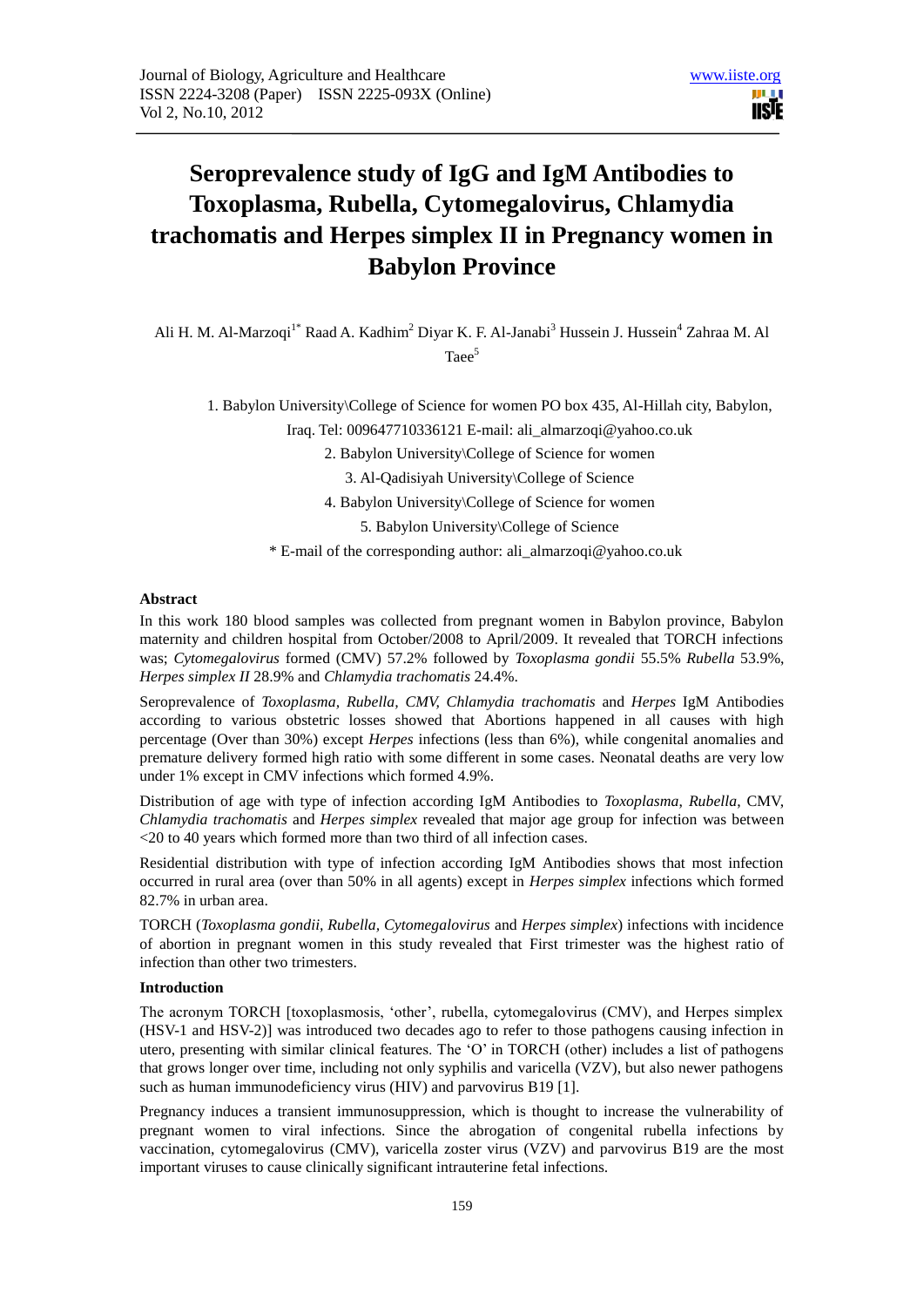# Seroprevalence study of IgG and IgM Antibodies to Toxoplasma, Rubella, Cytomegalovirus, Chlamydia trachomatis and Herpes simplex II in Pregnancy women in Babylon Province

Ali H. M. Al-Marzoqi[1*] Raad A. Kadhim[2] Diyar K. F. Al-Janabi[3] Hussein J. Hussein[4] Zahraa M. Al Taee[5]

1. Babylon University\College of Science for women PO box 435, Al-Hillah city, Babylon, Iraq. Tel: 009647710336121 E-mail: ali_almarzoqi@yahoo.co.uk
2. Babylon University\College of Science for women
3. Al-Qadisiyah University\College of Science
4. Babylon University\College of Science for women
5. Babylon University\College of Science

\* E-mail of the corresponding author: ali_almarzoqi@yahoo.co.uk

**Abstract**

In this work 180 blood samples was collected from pregnant women in Babylon province, Babylon maternity and children hospital from October/2008 to April/2009. It revealed that TORCH infections was; *Cytomegalovirus* formed (CMV) 57.2% followed by *Toxoplasma gondii* 55.5% *Rubella* 53.9%, *Herpes simplex II* 28.9% and *Chlamydia trachomatis* 24.4%.

Seroprevalence of *Toxoplasma, Rubella, CMV, Chlamydia trachomatis* and *Herpes* IgM Antibodies according to various obstetric losses showed that Abortions happened in all causes with high percentage (Over than 30%) except *Herpes* infections (less than 6%), while congenital anomalies and premature delivery formed high ratio with some different in some cases. Neonatal deaths are very low under 1% except in CMV infections which formed 4.9%.

Distribution of age with type of infection according IgM Antibodies to *Toxoplasma, Rubella,* CMV, *Chlamydia trachomatis* and *Herpes simplex* revealed that major age group for infection was between <20 to 40 years which formed more than two third of all infection cases.

Residential distribution with type of infection according IgM Antibodies shows that most infection occurred in rural area (over than 50% in all agents) except in *Herpes simplex* infections which formed 82.7% in urban area.

TORCH (*Toxoplasma gondii, Rubella, Cytomegalovirus* and *Herpes simplex*) infections with incidence of abortion in pregnant women in this study revealed that First trimester was the highest ratio of infection than other two trimesters.

**Introduction**

The acronym TORCH [toxoplasmosis, 'other', rubella, cytomegalovirus (CMV), and Herpes simplex (HSV-1 and HSV-2)] was introduced two decades ago to refer to those pathogens causing infection in utero, presenting with similar clinical features. The 'O' in TORCH (other) includes a list of pathogens that grows longer over time, including not only syphilis and varicella (VZV), but also newer pathogens such as human immunodeficiency virus (HIV) and parvovirus B19 [1].

Pregnancy induces a transient immunosuppression, which is thought to increase the vulnerability of pregnant women to viral infections. Since the abrogation of congenital rubella infections by vaccination, cytomegalovirus (CMV), varicella zoster virus (VZV) and parvovirus B19 are the most important viruses to cause clinically significant intrauterine fetal infections.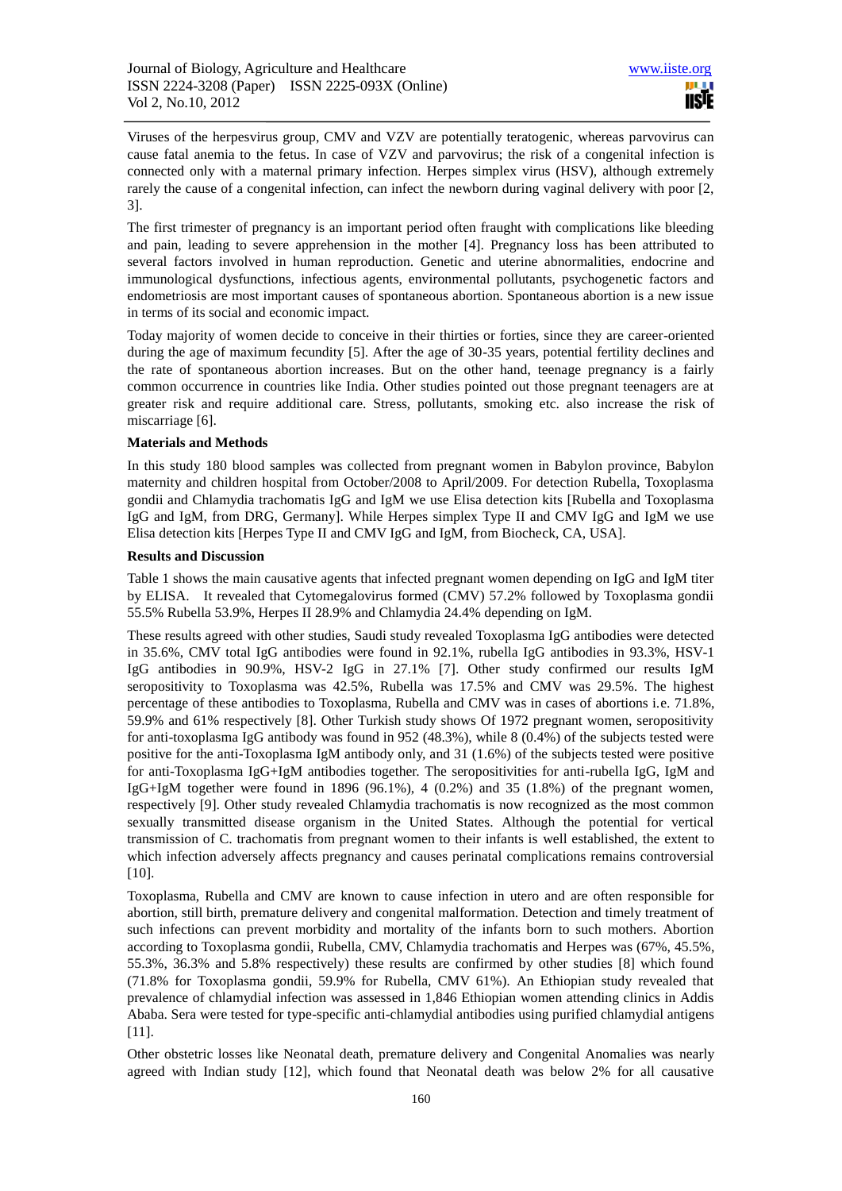Viruses of the herpesvirus group, CMV and VZV are potentially teratogenic, whereas parvovirus can cause fatal anemia to the fetus. In case of VZV and parvovirus; the risk of a congenital infection is connected only with a maternal primary infection. Herpes simplex virus (HSV), although extremely rarely the cause of a congenital infection, can infect the newborn during vaginal delivery with poor [2, 3].

The first trimester of pregnancy is an important period often fraught with complications like bleeding and pain, leading to severe apprehension in the mother [4]. Pregnancy loss has been attributed to several factors involved in human reproduction. Genetic and uterine abnormalities, endocrine and immunological dysfunctions, infectious agents, environmental pollutants, psychogenetic factors and endometriosis are most important causes of spontaneous abortion. Spontaneous abortion is a new issue in terms of its social and economic impact.

Today majority of women decide to conceive in their thirties or forties, since they are career-oriented during the age of maximum fecundity [5]. After the age of 30-35 years, potential fertility declines and the rate of spontaneous abortion increases. But on the other hand, teenage pregnancy is a fairly common occurrence in countries like India. Other studies pointed out those pregnant teenagers are at greater risk and require additional care. Stress, pollutants, smoking etc. also increase the risk of miscarriage [6].

**Materials and Methods**

In this study 180 blood samples was collected from pregnant women in Babylon province, Babylon maternity and children hospital from October/2008 to April/2009. For detection Rubella, Toxoplasma gondii and Chlamydia trachomatis IgG and IgM we use Elisa detection kits [Rubella and Toxoplasma IgG and IgM, from DRG, Germany]. While Herpes simplex Type II and CMV IgG and IgM we use Elisa detection kits [Herpes Type II and CMV IgG and IgM, from Biocheck, CA, USA].

**Results and Discussion**

Table 1 shows the main causative agents that infected pregnant women depending on IgG and IgM titer by ELISA. It revealed that Cytomegalovirus formed (CMV) 57.2% followed by Toxoplasma gondii 55.5% Rubella 53.9%, Herpes II 28.9% and Chlamydia 24.4% depending on IgM.

These results agreed with other studies, Saudi study revealed Toxoplasma IgG antibodies were detected in 35.6%, CMV total IgG antibodies were found in 92.1%, rubella IgG antibodies in 93.3%, HSV-1 IgG antibodies in 90.9%, HSV-2 IgG in 27.1% [7]. Other study confirmed our results IgM seropositivity to Toxoplasma was 42.5%, Rubella was 17.5% and CMV was 29.5%. The highest percentage of these antibodies to Toxoplasma, Rubella and CMV was in cases of abortions i.e. 71.8%, 59.9% and 61% respectively [8]. Other Turkish study shows Of 1972 pregnant women, seropositivity for anti-toxoplasma IgG antibody was found in 952 (48.3%), while 8 (0.4%) of the subjects tested were positive for the anti-Toxoplasma IgM antibody only, and 31 (1.6%) of the subjects tested were positive for anti-Toxoplasma IgG+IgM antibodies together. The seropositivities for anti-rubella IgG, IgM and IgG+IgM together were found in 1896 (96.1%), 4 (0.2%) and 35 (1.8%) of the pregnant women, respectively [9]. Other study revealed Chlamydia trachomatis is now recognized as the most common sexually transmitted disease organism in the United States. Although the potential for vertical transmission of C. trachomatis from pregnant women to their infants is well established, the extent to which infection adversely affects pregnancy and causes perinatal complications remains controversial [10].

Toxoplasma, Rubella and CMV are known to cause infection in utero and are often responsible for abortion, still birth, premature delivery and congenital malformation. Detection and timely treatment of such infections can prevent morbidity and mortality of the infants born to such mothers. Abortion according to Toxoplasma gondii, Rubella, CMV, Chlamydia trachomatis and Herpes was (67%, 45.5%, 55.3%, 36.3% and 5.8% respectively) these results are confirmed by other studies [8] which found (71.8% for Toxoplasma gondii, 59.9% for Rubella, CMV 61%). An Ethiopian study revealed that prevalence of chlamydial infection was assessed in 1,846 Ethiopian women attending clinics in Addis Ababa. Sera were tested for type-specific anti-chlamydial antibodies using purified chlamydial antigens [11].

Other obstetric losses like Neonatal death, premature delivery and Congenital Anomalies was nearly agreed with Indian study [12], which found that Neonatal death was below 2% for all causative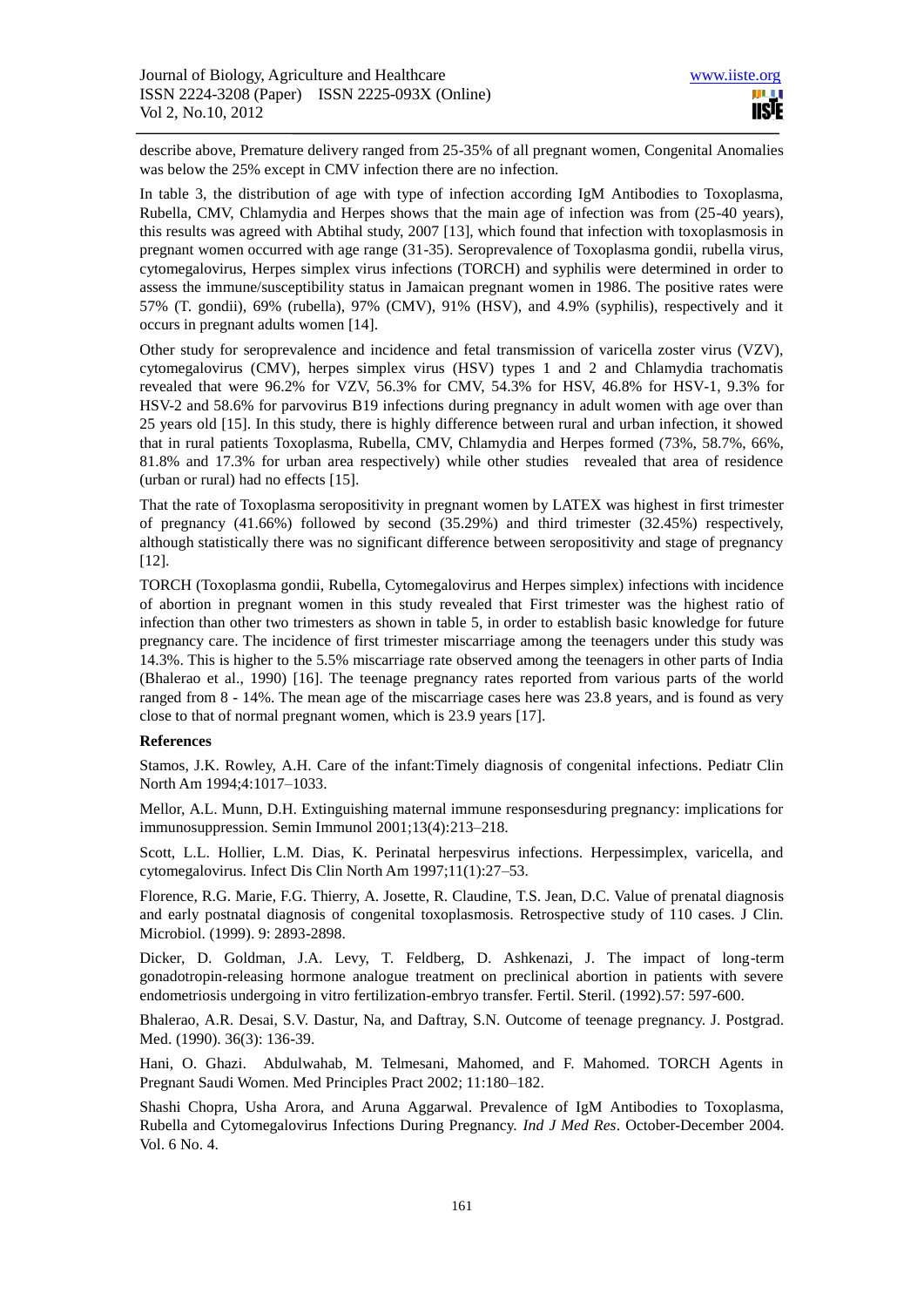describe above, Premature delivery ranged from 25-35% of all pregnant women, Congenital Anomalies was below the 25% except in CMV infection there are no infection.

In table 3, the distribution of age with type of infection according IgM Antibodies to Toxoplasma, Rubella, CMV, Chlamydia and Herpes shows that the main age of infection was from (25-40 years), this results was agreed with Abtihal study, 2007 [13], which found that infection with toxoplasmosis in pregnant women occurred with age range (31-35). Seroprevalence of Toxoplasma gondii, rubella virus, cytomegalovirus, Herpes simplex virus infections (TORCH) and syphilis were determined in order to assess the immune/susceptibility status in Jamaican pregnant women in 1986. The positive rates were 57% (T. gondii), 69% (rubella), 97% (CMV), 91% (HSV), and 4.9% (syphilis), respectively and it occurs in pregnant adults women [14].

Other study for seroprevalence and incidence and fetal transmission of varicella zoster virus (VZV), cytomegalovirus (CMV), herpes simplex virus (HSV) types 1 and 2 and Chlamydia trachomatis revealed that were 96.2% for VZV, 56.3% for CMV, 54.3% for HSV, 46.8% for HSV-1, 9.3% for HSV-2 and 58.6% for parvovirus B19 infections during pregnancy in adult women with age over than 25 years old [15]. In this study, there is highly difference between rural and urban infection, it showed that in rural patients Toxoplasma, Rubella, CMV, Chlamydia and Herpes formed (73%, 58.7%, 66%, 81.8% and 17.3% for urban area respectively) while other studies revealed that area of residence (urban or rural) had no effects [15].

That the rate of Toxoplasma seropositivity in pregnant women by LATEX was highest in first trimester of pregnancy (41.66%) followed by second (35.29%) and third trimester (32.45%) respectively, although statistically there was no significant difference between seropositivity and stage of pregnancy [12].

TORCH (Toxoplasma gondii, Rubella, Cytomegalovirus and Herpes simplex) infections with incidence of abortion in pregnant women in this study revealed that First trimester was the highest ratio of infection than other two trimesters as shown in table 5, in order to establish basic knowledge for future pregnancy care. The incidence of first trimester miscarriage among the teenagers under this study was 14.3%. This is higher to the 5.5% miscarriage rate observed among the teenagers in other parts of India (Bhalerao et al., 1990) [16]. The teenage pregnancy rates reported from various parts of the world ranged from 8 - 14%. The mean age of the miscarriage cases here was 23.8 years, and is found as very close to that of normal pregnant women, which is 23.9 years [17].

**References**

Stamos, J.K. Rowley, A.H. Care of the infant:Timely diagnosis of congenital infections. Pediatr Clin North Am 1994;4:1017–1033.

Mellor, A.L. Munn, D.H. Extinguishing maternal immune responsesduring pregnancy: implications for immunosuppression. Semin Immunol 2001;13(4):213–218.

Scott, L.L. Hollier, L.M. Dias, K. Perinatal herpesvirus infections. Herpessimplex, varicella, and cytomegalovirus. Infect Dis Clin North Am 1997;11(1):27–53.

Florence, R.G. Marie, F.G. Thierry, A. Josette, R. Claudine, T.S. Jean, D.C. Value of prenatal diagnosis and early postnatal diagnosis of congenital toxoplasmosis. Retrospective study of 110 cases. J Clin. Microbiol. (1999). 9: 2893-2898.

Dicker, D. Goldman, J.A. Levy, T. Feldberg, D. Ashkenazi, J. The impact of long-term gonadotropin-releasing hormone analogue treatment on preclinical abortion in patients with severe endometriosis undergoing in vitro fertilization-embryo transfer. Fertil. Steril. (1992).57: 597-600.

Bhalerao, A.R. Desai, S.V. Dastur, Na, and Daftray, S.N. Outcome of teenage pregnancy. J. Postgrad. Med. (1990). 36(3): 136-39.

Hani, O. Ghazi. Abdulwahab, M. Telmesani, Mahomed, and F. Mahomed. TORCH Agents in Pregnant Saudi Women. Med Principles Pract 2002; 11:180–182.

Shashi Chopra, Usha Arora, and Aruna Aggarwal. Prevalence of IgM Antibodies to Toxoplasma, Rubella and Cytomegalovirus Infections During Pregnancy. *Ind J Med Res*. October-December 2004. Vol. 6 No. 4.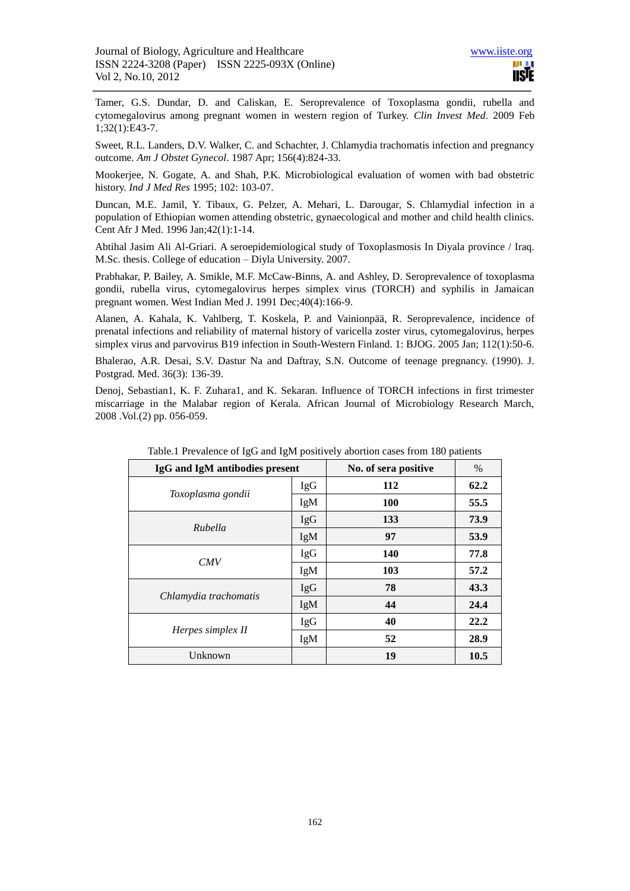Tamer, G.S. Dundar, D. and Caliskan, E. Seroprevalence of Toxoplasma gondii, rubella and cytomegalovirus among pregnant women in western region of Turkey. *Clin Invest Med*. 2009 Feb 1;32(1):E43-7.

Sweet, R.L. Landers, D.V. Walker, C. and Schachter, J. Chlamydia trachomatis infection and pregnancy outcome. *Am J Obstet Gynecol*. 1987 Apr; 156(4):824-33.

Mookerjee, N. Gogate, A. and Shah, P.K. Microbiological evaluation of women with bad obstetric history. *Ind J Med Res* 1995; 102: 103-07.

Duncan, M.E. Jamil, Y. Tibaux, G. Pelzer, A. Mehari, L. Darougar, S. Chlamydial infection in a population of Ethiopian women attending obstetric, gynaecological and mother and child health clinics. Cent Afr J Med. 1996 Jan;42(1):1-14.

Abtihal Jasim Ali Al-Griari. A seroepidemiological study of Toxoplasmosis In Diyala province / Iraq. M.Sc. thesis. College of education – Diyla University. 2007.

Prabhakar, P. Bailey, A. Smikle, M.F. McCaw-Binns, A. and Ashley, D. Seroprevalence of toxoplasma gondii, rubella virus, cytomegalovirus herpes simplex virus (TORCH) and syphilis in Jamaican pregnant women. West Indian Med J. 1991 Dec;40(4):166-9.

Alanen, A. Kahala, K. Vahlberg, T. Koskela, P. and Vainionpää, R. Seroprevalence, incidence of prenatal infections and reliability of maternal history of varicella zoster virus, cytomegalovirus, herpes simplex virus and parvovirus B19 infection in South-Western Finland. 1: BJOG. 2005 Jan; 112(1):50-6.

Bhalerao, A.R. Desai, S.V. Dastur Na and Daftray, S.N. Outcome of teenage pregnancy. (1990). J. Postgrad. Med. 36(3): 136-39.

Denoj, Sebastian1, K. F. Zuhara1, and K. Sekaran. Influence of TORCH infections in first trimester miscarriage in the Malabar region of Kerala. African Journal of Microbiology Research March, 2008 .Vol.(2) pp. 056-059.

Table.1 Prevalence of IgG and IgM positively abortion cases from 180 patients

| IgG and IgM antibodies present | | No. of sera positive | % |
|---|---|---|---|
| *Toxoplasma gondii* | IgG | **112** | **62.2** |
| | IgM | **100** | **55.5** |
| *Rubella* | IgG | **133** | **73.9** |
| | IgM | **97** | **53.9** |
| *CMV* | IgG | **140** | **77.8** |
| | IgM | **103** | **57.2** |
| *Chlamydia trachomatis* | IgG | **78** | **43.3** |
| | IgM | **44** | **24.4** |
| *Herpes simplex II* | IgG | **40** | **22.2** |
| | IgM | **52** | **28.9** |
| Unknown | | **19** | **10.5** |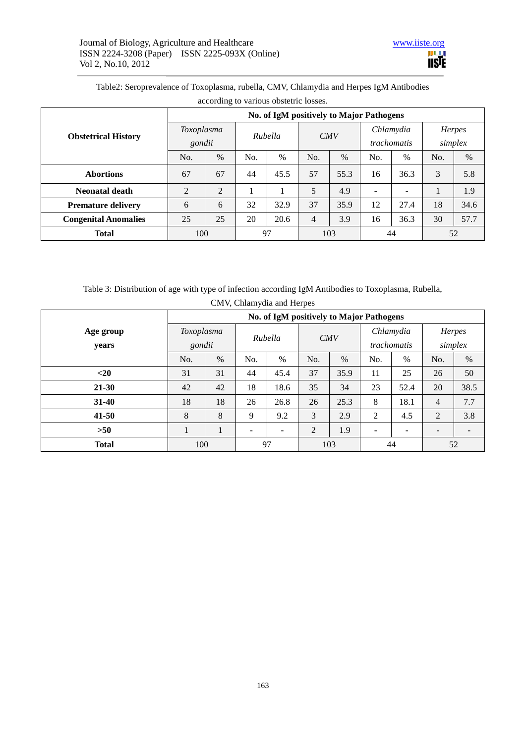Table2: Seroprevalence of Toxoplasma, rubella, CMV, Chlamydia and Herpes IgM Antibodies according to various obstetric losses.

| Obstetrical History | No. of IgM positively to Major Pathogens | | | | | | | | | |
|---|---|---|---|---|---|---|---|---|---|---|
| | *Toxoplasma gondii* | | *Rubella* | | *CMV* | | *Chlamydia trachomatis* | | *Herpes simplex* | |
| | No. | % | No. | % | No. | % | No. | % | No. | % |
| **Abortions** | 67 | 67 | 44 | 45.5 | 57 | 55.3 | 16 | 36.3 | 3 | 5.8 |
| **Neonatal death** | 2 | 2 | 1 | 1 | 5 | 4.9 | - | - | 1 | 1.9 |
| **Premature delivery** | 6 | 6 | 32 | 32.9 | 37 | 35.9 | 12 | 27.4 | 18 | 34.6 |
| **Congenital Anomalies** | 25 | 25 | 20 | 20.6 | 4 | 3.9 | 16 | 36.3 | 30 | 57.7 |
| **Total** | 100 | | 97 | | 103 | | 44 | | 52 | |

Table 3: Distribution of age with type of infection according IgM Antibodies to Toxoplasma, Rubella, CMV, Chlamydia and Herpes

| Age group years | No. of IgM positively to Major Pathogens | | | | | | | | | |
|---|---|---|---|---|---|---|---|---|---|---|
| | *Toxoplasma gondii* | | *Rubella* | | *CMV* | | *Chlamydia trachomatis* | | *Herpes simplex* | |
| | No. | % | No. | % | No. | % | No. | % | No. | % |
| **<20** | 31 | 31 | 44 | 45.4 | 37 | 35.9 | 11 | 25 | 26 | 50 |
| **21-30** | 42 | 42 | 18 | 18.6 | 35 | 34 | 23 | 52.4 | 20 | 38.5 |
| **31-40** | 18 | 18 | 26 | 26.8 | 26 | 25.3 | 8 | 18.1 | 4 | 7.7 |
| **41-50** | 8 | 8 | 9 | 9.2 | 3 | 2.9 | 2 | 4.5 | 2 | 3.8 |
| **>50** | 1 | 1 | - | - | 2 | 1.9 | - | - | - | - |
| **Total** | 100 | | 97 | | 103 | | 44 | | 52 | |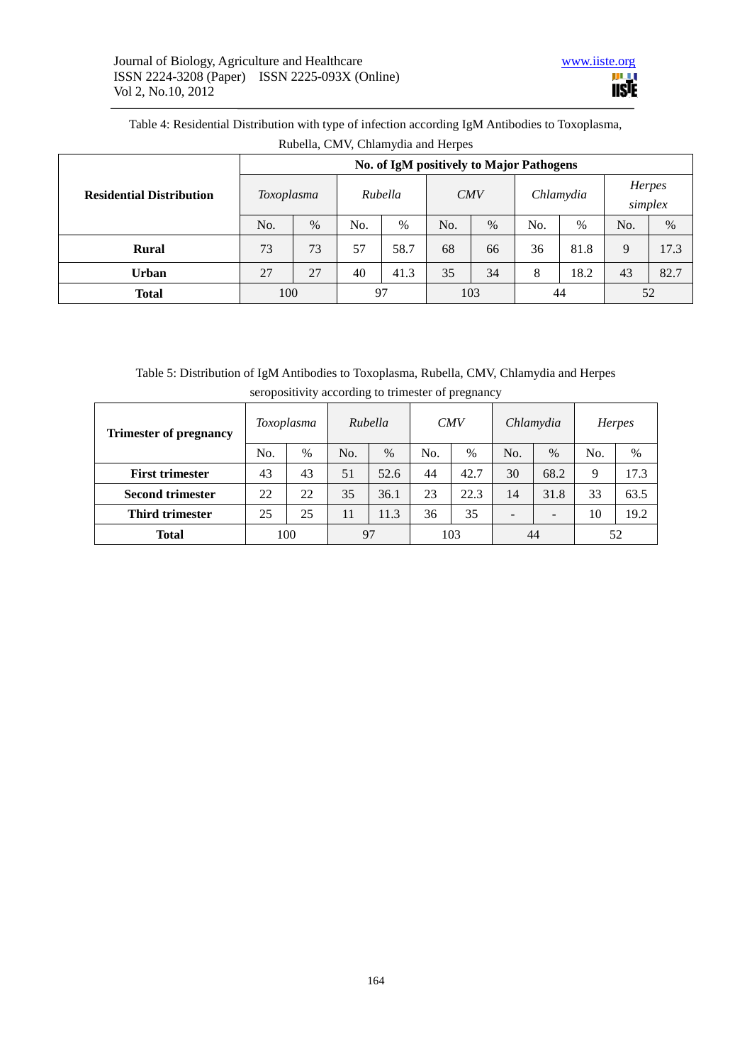Table 4: Residential Distribution with type of infection according IgM Antibodies to Toxoplasma, Rubella, CMV, Chlamydia and Herpes

| Residential Distribution | No. of IgM positively to Major Pathogens | | | | | | | | | |
|---|---|---|---|---|---|---|---|---|---|---|
| | *Toxoplasma* | | *Rubella* | | *CMV* | | *Chlamydia* | | *Herpes simplex* | |
| | No. | % | No. | % | No. | % | No. | % | No. | % |
| **Rural** | 73 | 73 | 57 | 58.7 | 68 | 66 | 36 | 81.8 | 9 | 17.3 |
| **Urban** | 27 | 27 | 40 | 41.3 | 35 | 34 | 8 | 18.2 | 43 | 82.7 |
| **Total** | 100 | | 97 | | 103 | | 44 | | 52 | |

Table 5: Distribution of IgM Antibodies to Toxoplasma, Rubella, CMV, Chlamydia and Herpes seropositivity according to trimester of pregnancy

| Trimester of pregnancy | *Toxoplasma* | | *Rubella* | | *CMV* | | *Chlamydia* | | *Herpes* | |
|---|---|---|---|---|---|---|---|---|---|---|
| | No. | % | No. | % | No. | % | No. | % | No. | % |
| **First trimester** | 43 | 43 | 51 | 52.6 | 44 | 42.7 | 30 | 68.2 | 9 | 17.3 |
| **Second trimester** | 22 | 22 | 35 | 36.1 | 23 | 22.3 | 14 | 31.8 | 33 | 63.5 |
| **Third trimester** | 25 | 25 | 11 | 11.3 | 36 | 35 | - | - | 10 | 19.2 |
| **Total** | 100 | | 97 | | 103 | | 44 | | 52 | |